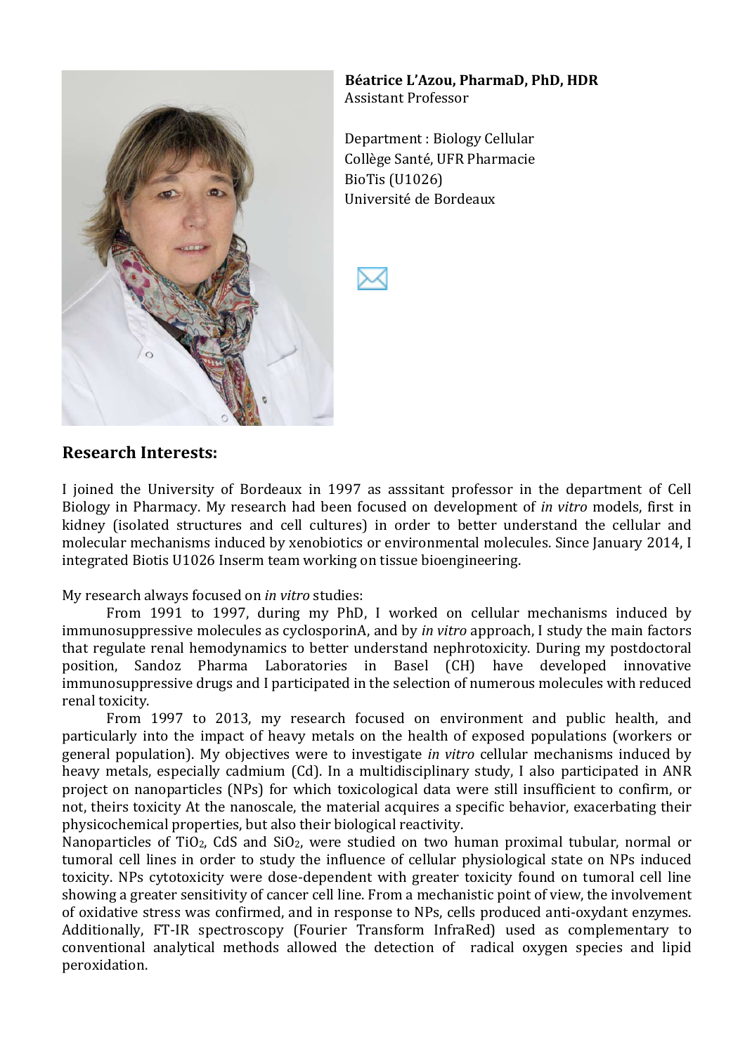**Béatrice L'Azou, PharmaD, PhD, HDR**
Assistant Professor

Department : Biology Cellular
Collège Santé, UFR Pharmacie
BioTis (U1026)
Université de Bordeaux

## Research Interests:

I joined the University of Bordeaux in 1997 as asssitant professor in the department of Cell Biology in Pharmacy. My research had been focused on development of *in vitro* models, first in kidney (isolated structures and cell cultures) in order to better understand the cellular and molecular mechanisms induced by xenobiotics or environmental molecules. Since January 2014, I integrated Biotis U1026 Inserm team working on tissue bioengineering.

My research always focused on *in vitro* studies:

From 1991 to 1997, during my PhD, I worked on cellular mechanisms induced by immunosuppressive molecules as cyclosporinA, and by *in vitro* approach, I study the main factors that regulate renal hemodynamics to better understand nephrotoxicity. During my postdoctoral position, Sandoz Pharma Laboratories in Basel (CH) have developed innovative immunosuppressive drugs and I participated in the selection of numerous molecules with reduced renal toxicity.

From 1997 to 2013, my research focused on environment and public health, and particularly into the impact of heavy metals on the health of exposed populations (workers or general population). My objectives were to investigate *in vitro* cellular mechanisms induced by heavy metals, especially cadmium (Cd). In a multidisciplinary study, I also participated in ANR project on nanoparticles (NPs) for which toxicological data were still insufficient to confirm, or not, theirs toxicity At the nanoscale, the material acquires a specific behavior, exacerbating their physicochemical properties, but also their biological reactivity.

Nanoparticles of $TiO_2$, CdS and $SiO_2$, were studied on two human proximal tubular, normal or tumoral cell lines in order to study the influence of cellular physiological state on NPs induced toxicity. NPs cytotoxicity were dose-dependent with greater toxicity found on tumoral cell line showing a greater sensitivity of cancer cell line. From a mechanistic point of view, the involvement of oxidative stress was confirmed, and in response to NPs, cells produced anti-oxydant enzymes. Additionally, FT-IR spectroscopy (Fourier Transform InfraRed) used as complementary to conventional analytical methods allowed the detection of radical oxygen species and lipid peroxidation.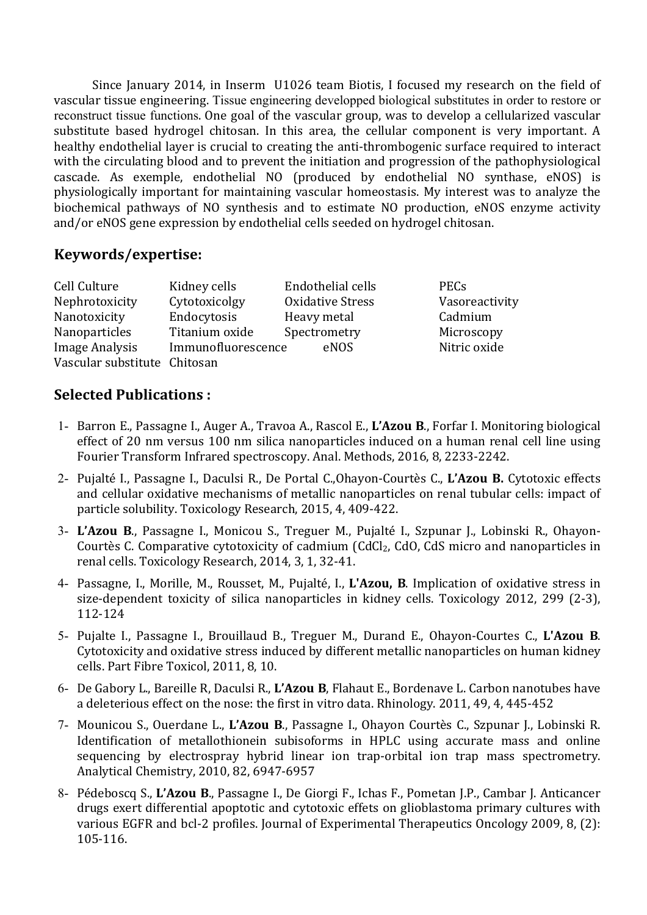Since January 2014, in Inserm U1026 team Biotis, I focused my research on the field of vascular tissue engineering. Tissue engineering developped biological substitutes in order to restore or reconstruct tissue functions. One goal of the vascular group, was to develop a cellularized vascular substitute based hydrogel chitosan. In this area, the cellular component is very important. A healthy endothelial layer is crucial to creating the anti-thrombogenic surface required to interact with the circulating blood and to prevent the initiation and progression of the pathophysiological cascade. As exemple, endothelial NO (produced by endothelial NO synthase, eNOS) is physiologically important for maintaining vascular homeostasis. My interest was to analyze the biochemical pathways of NO synthesis and to estimate NO production, eNOS enzyme activity and/or eNOS gene expression by endothelial cells seeded on hydrogel chitosan.

## Keywords/expertise:

| | | | |
|---|---|---|---|
| Cell Culture | Kidney cells | Endothelial cells | PECs |
| Nephrotoxicity | Cytotoxicolgy | Oxidative Stress | Vasoreactivity |
| Nanotoxicity | Endocytosis | Heavy metal | Cadmium |
| Nanoparticles | Titanium oxide | Spectrometry | Microscopy |
| Image Analysis | Immunofluorescence | eNOS | Nitric oxide |
| Vascular substitute | Chitosan | | |

## Selected Publications :

1- Barron E., Passagne I., Auger A., Travoa A., Rascol E., **L'Azou B.**, Forfar I. Monitoring biological effect of 20 nm versus 100 nm silica nanoparticles induced on a human renal cell line using Fourier Transform Infrared spectroscopy. Anal. Methods, 2016, 8, 2233-2242.

2- Pujalté I., Passagne I., Daculsi R., De Portal C.,Ohayon-Courtès C., **L'Azou B.** Cytotoxic effects and cellular oxidative mechanisms of metallic nanoparticles on renal tubular cells: impact of particle solubility. Toxicology Research, 2015, 4, 409-422.

3- **L'Azou B.**, Passagne I., Monicou S., Treguer M., Pujalté I., Szpunar J., Lobinski R., Ohayon-Courtès C. Comparative cytotoxicity of cadmium ($CdCl_2$, CdO, CdS micro and nanoparticles in renal cells. Toxicology Research, 2014, 3, 1, 32-41.

4- Passagne, I., Morille, M., Rousset, M., Pujalté, I., **L'Azou, B**. Implication of oxidative stress in size-dependent toxicity of silica nanoparticles in kidney cells. Toxicology 2012, 299 (2-3), 112-124

5- Pujalte I., Passagne I., Brouillaud B., Treguer M., Durand E., Ohayon-Courtes C., **L'Azou B**. Cytotoxicity and oxidative stress induced by different metallic nanoparticles on human kidney cells. Part Fibre Toxicol, 2011, 8, 10.

6- De Gabory L., Bareille R, Daculsi R., **L'Azou B**, Flahaut E., Bordenave L. Carbon nanotubes have a deleterious effect on the nose: the first in vitro data. Rhinology. 2011, 49, 4, 445-452

7- Mounicou S., Ouerdane L., **L'Azou B.**, Passagne I., Ohayon Courtès C., Szpunar J., Lobinski R. Identification of metallothionein subisoforms in HPLC using accurate mass and online sequencing by electrospray hybrid linear ion trap-orbital ion trap mass spectrometry. Analytical Chemistry, 2010, 82, 6947-6957

8- Pédeboscq S., **L'Azou B.**, Passagne I., De Giorgi F., Ichas F., Pometan J.P., Cambar J. Anticancer drugs exert differential apoptotic and cytotoxic effets on glioblastoma primary cultures with various EGFR and bcl-2 profiles. Journal of Experimental Therapeutics Oncology 2009, 8, (2): 105-116.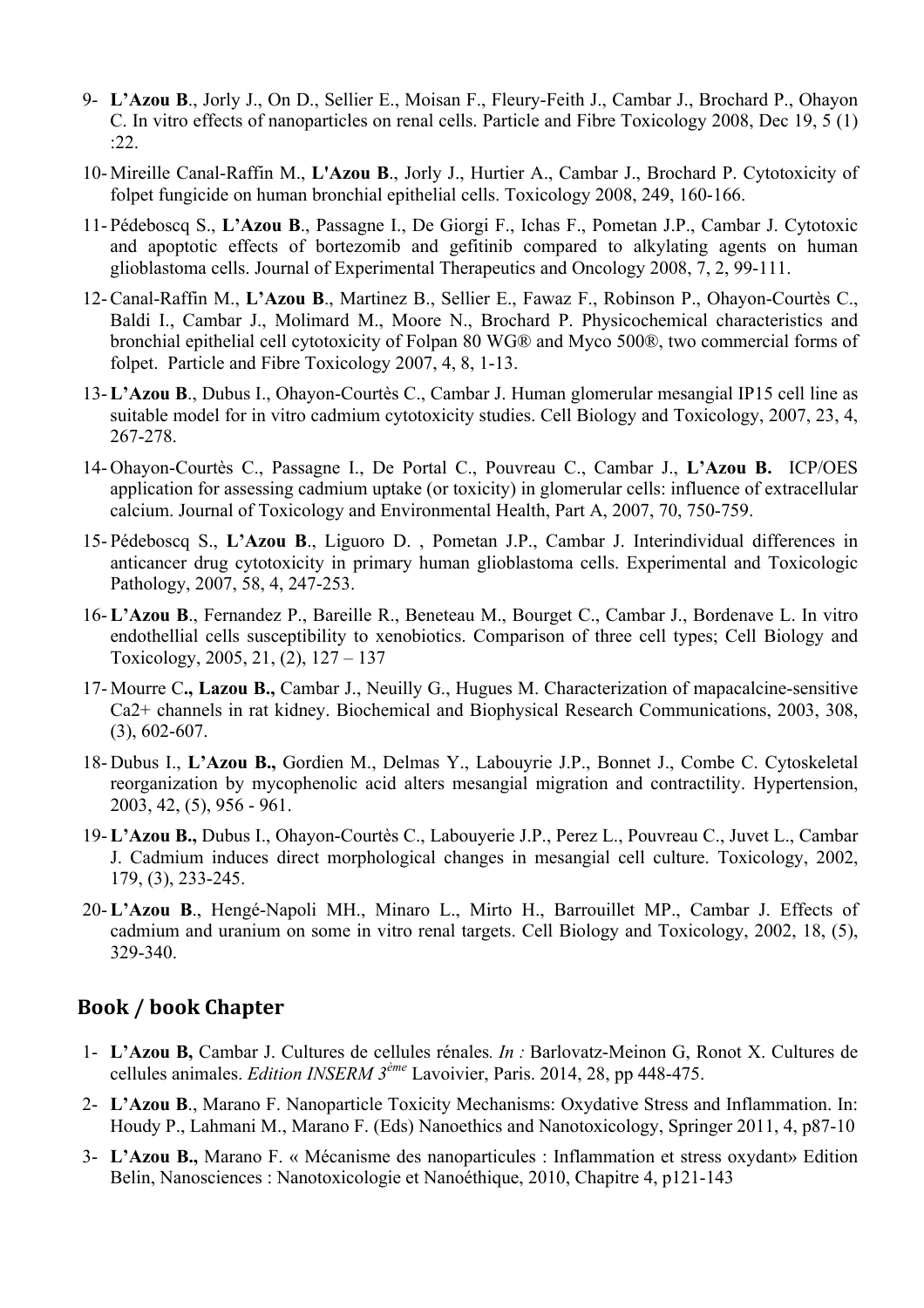9- **L'Azou B**., Jorly J., On D., Sellier E., Moisan F., Fleury-Feith J., Cambar J., Brochard P., Ohayon C. In vitro effects of nanoparticles on renal cells. Particle and Fibre Toxicology 2008, Dec 19, 5 (1) :22.

10- Mireille Canal-Raffin M., **L'Azou B**., Jorly J., Hurtier A., Cambar J., Brochard P. Cytotoxicity of folpet fungicide on human bronchial epithelial cells. Toxicology 2008, 249, 160-166.

11- Pédeboscq S., **L'Azou B**., Passagne I., De Giorgi F., Ichas F., Pometan J.P., Cambar J. Cytotoxic and apoptotic effects of bortezomib and gefitinib compared to alkylating agents on human glioblastoma cells. Journal of Experimental Therapeutics and Oncology 2008, 7, 2, 99-111.

12- Canal-Raffin M., **L'Azou B**., Martinez B., Sellier E., Fawaz F., Robinson P., Ohayon-Courtès C., Baldi I., Cambar J., Molimard M., Moore N., Brochard P. Physicochemical characteristics and bronchial epithelial cell cytotoxicity of Folpan 80 WG® and Myco 500®, two commercial forms of folpet. Particle and Fibre Toxicology 2007, 4, 8, 1-13.

13- **L'Azou B**., Dubus I., Ohayon-Courtès C., Cambar J. Human glomerular mesangial IP15 cell line as suitable model for in vitro cadmium cytotoxicity studies. Cell Biology and Toxicology, 2007, 23, 4, 267-278.

14- Ohayon-Courtès C., Passagne I., De Portal C., Pouvreau C., Cambar J., **L'Azou B.** ICP/OES application for assessing cadmium uptake (or toxicity) in glomerular cells: influence of extracellular calcium. Journal of Toxicology and Environmental Health, Part A, 2007, 70, 750-759.

15- Pédeboscq S., **L'Azou B**., Liguoro D. , Pometan J.P., Cambar J. Interindividual differences in anticancer drug cytotoxicity in primary human glioblastoma cells. Experimental and Toxicologic Pathology, 2007, 58, 4, 247-253.

16- **L'Azou B**., Fernandez P., Bareille R., Beneteau M., Bourget C., Cambar J., Bordenave L. In vitro endothellial cells susceptibility to xenobiotics. Comparison of three cell types; Cell Biology and Toxicology, 2005, 21, (2), 127 – 137

17- Mourre C**., Lazou B.,** Cambar J., Neuilly G., Hugues M. Characterization of mapacalcine-sensitive Ca2+ channels in rat kidney. Biochemical and Biophysical Research Communications, 2003, 308, (3), 602-607.

18- Dubus I., **L'Azou B.,** Gordien M., Delmas Y., Labouyrie J.P., Bonnet J., Combe C. Cytoskeletal reorganization by mycophenolic acid alters mesangial migration and contractility. Hypertension, 2003, 42, (5), 956 - 961.

19- **L'Azou B.,** Dubus I., Ohayon-Courtès C., Labouyerie J.P., Perez L., Pouvreau C., Juvet L., Cambar J. Cadmium induces direct morphological changes in mesangial cell culture. Toxicology, 2002, 179, (3), 233-245.

20- **L'Azou B**., Hengé-Napoli MH., Minaro L., Mirto H., Barrouillet MP., Cambar J. Effects of cadmium and uranium on some in vitro renal targets. Cell Biology and Toxicology, 2002, 18, (5), 329-340.

## Book / book Chapter

1- **L'Azou B,** Cambar J. Cultures de cellules rénales*. In :* Barlovatz-Meinon G, Ronot X. Cultures de cellules animales. *Edition INSERM 3ème* Lavoivier, Paris. 2014, 28, pp 448-475.

2- **L'Azou B**., Marano F. Nanoparticle Toxicity Mechanisms: Oxydative Stress and Inflammation. In: Houdy P., Lahmani M., Marano F. (Eds) Nanoethics and Nanotoxicology, Springer 2011, 4, p87-10

3- **L'Azou B.,** Marano F. « Mécanisme des nanoparticules : Inflammation et stress oxydant» Edition Belin, Nanosciences : Nanotoxicologie et Nanoéthique, 2010, Chapitre 4, p121-143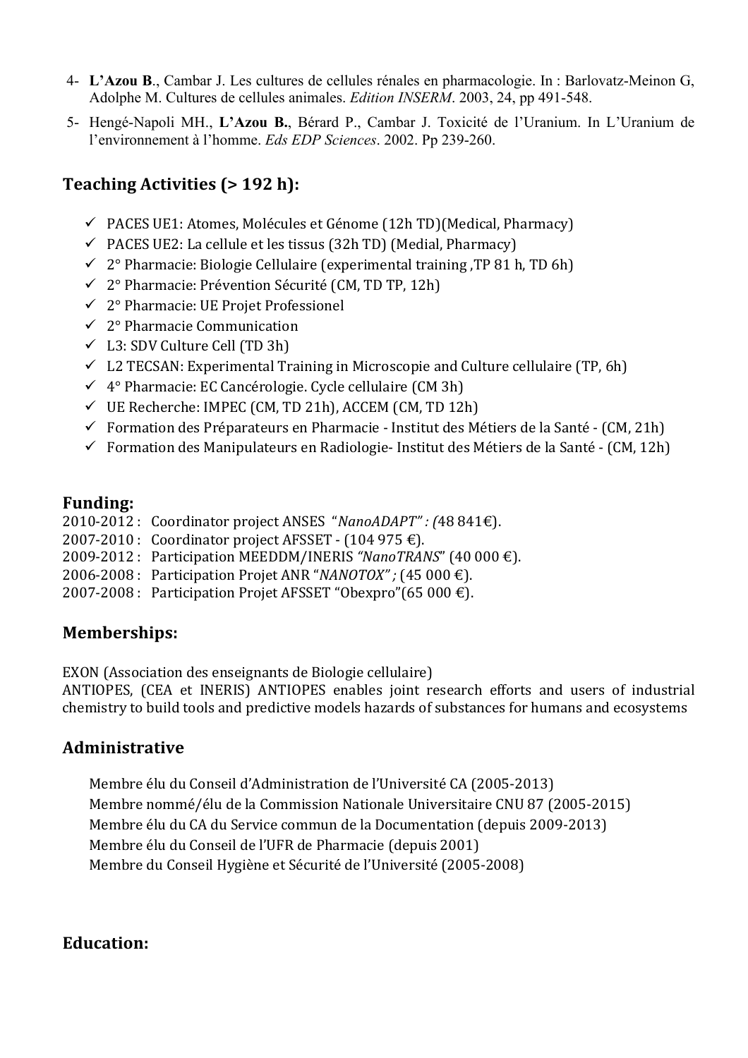4- **L'Azou B**., Cambar J. Les cultures de cellules rénales en pharmacologie. In : Barlovatz-Meinon G, Adolphe M. Cultures de cellules animales. *Edition INSERM*. 2003, 24, pp 491-548.

5- Hengé-Napoli MH., **L'Azou B.**, Bérard P., Cambar J. Toxicité de l'Uranium. In L'Uranium de l'environnement à l'homme. *Eds EDP Sciences*. 2002. Pp 239-260.

## Teaching Activities (> 192 h):

- ✓ PACES UE1: Atomes, Molécules et Génome (12h TD)(Medical, Pharmacy)
- ✓ PACES UE2: La cellule et les tissus (32h TD) (Medial, Pharmacy)
- ✓ 2° Pharmacie: Biologie Cellulaire (experimental training ,TP 81 h, TD 6h)
- ✓ 2° Pharmacie: Prévention Sécurité (CM, TD TP, 12h)
- ✓ 2° Pharmacie: UE Projet Professionel
- ✓ 2° Pharmacie Communication
- ✓ L3: SDV Culture Cell (TD 3h)
- ✓ L2 TECSAN: Experimental Training in Microscopie and Culture cellulaire (TP, 6h)
- ✓ 4° Pharmacie: EC Cancérologie. Cycle cellulaire (CM 3h)
- ✓ UE Recherche: IMPEC (CM, TD 21h), ACCEM (CM, TD 12h)
- ✓ Formation des Préparateurs en Pharmacie - Institut des Métiers de la Santé - (CM, 21h)
- ✓ Formation des Manipulateurs en Radiologie- Institut des Métiers de la Santé - (CM, 12h)

## Funding:

2010-2012 : Coordinator project ANSES "*NanoADAPT" : (*48 841€).
2007-2010 : Coordinator project AFSSET - (104 975 €).
2009-2012 : Participation MEEDDM/INERIS *"NanoTRANS"* (40 000 €).
2006-2008 : Participation Projet ANR "*NANOTOX" ;* (45 000 €).
2007-2008 : Participation Projet AFSSET "Obexpro"(65 000 €).

## Memberships:

EXON (Association des enseignants de Biologie cellulaire)
ANTIOPES, (CEA et INERIS) ANTIOPES enables joint research efforts and users of industrial chemistry to build tools and predictive models hazards of substances for humans and ecosystems

## Administrative

Membre élu du Conseil d'Administration de l'Université CA (2005-2013)
Membre nommé/élu de la Commission Nationale Universitaire CNU 87 (2005-2015)
Membre élu du CA du Service commun de la Documentation (depuis 2009-2013)
Membre élu du Conseil de l'UFR de Pharmacie (depuis 2001)
Membre du Conseil Hygiène et Sécurité de l'Université (2005-2008)

## Education: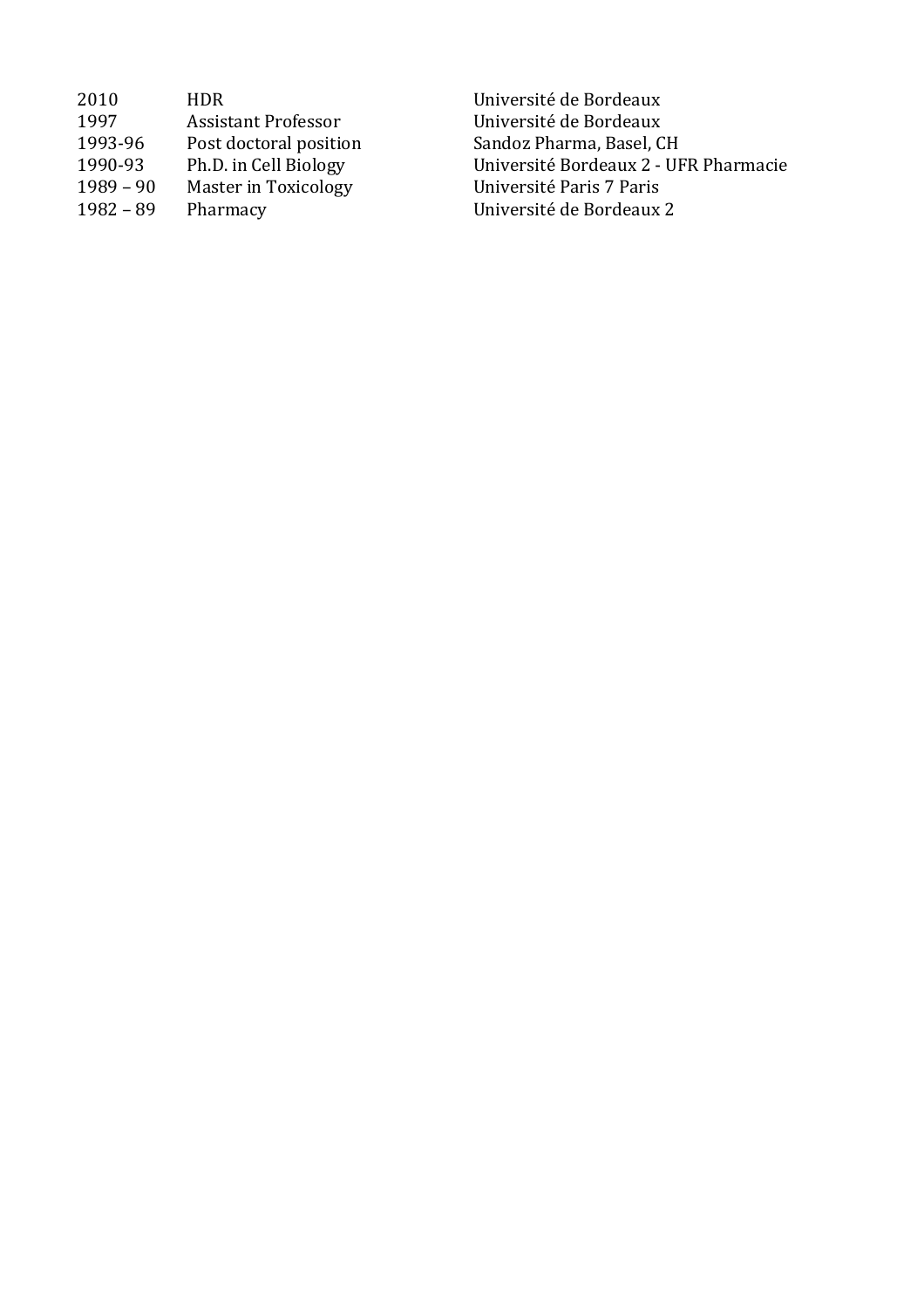| | | |
|---|---|---|
| 2010 | HDR | Université de Bordeaux |
| 1997 | Assistant Professor | Université de Bordeaux |
| 1993-96 | Post doctoral position | Sandoz Pharma, Basel, CH |
| 1990-93 | Ph.D. in Cell Biology | Université Bordeaux 2 - UFR Pharmacie |
| 1989 – 90 | Master in Toxicology | Université Paris 7 Paris |
| 1982 – 89 | Pharmacy | Université de Bordeaux 2 |